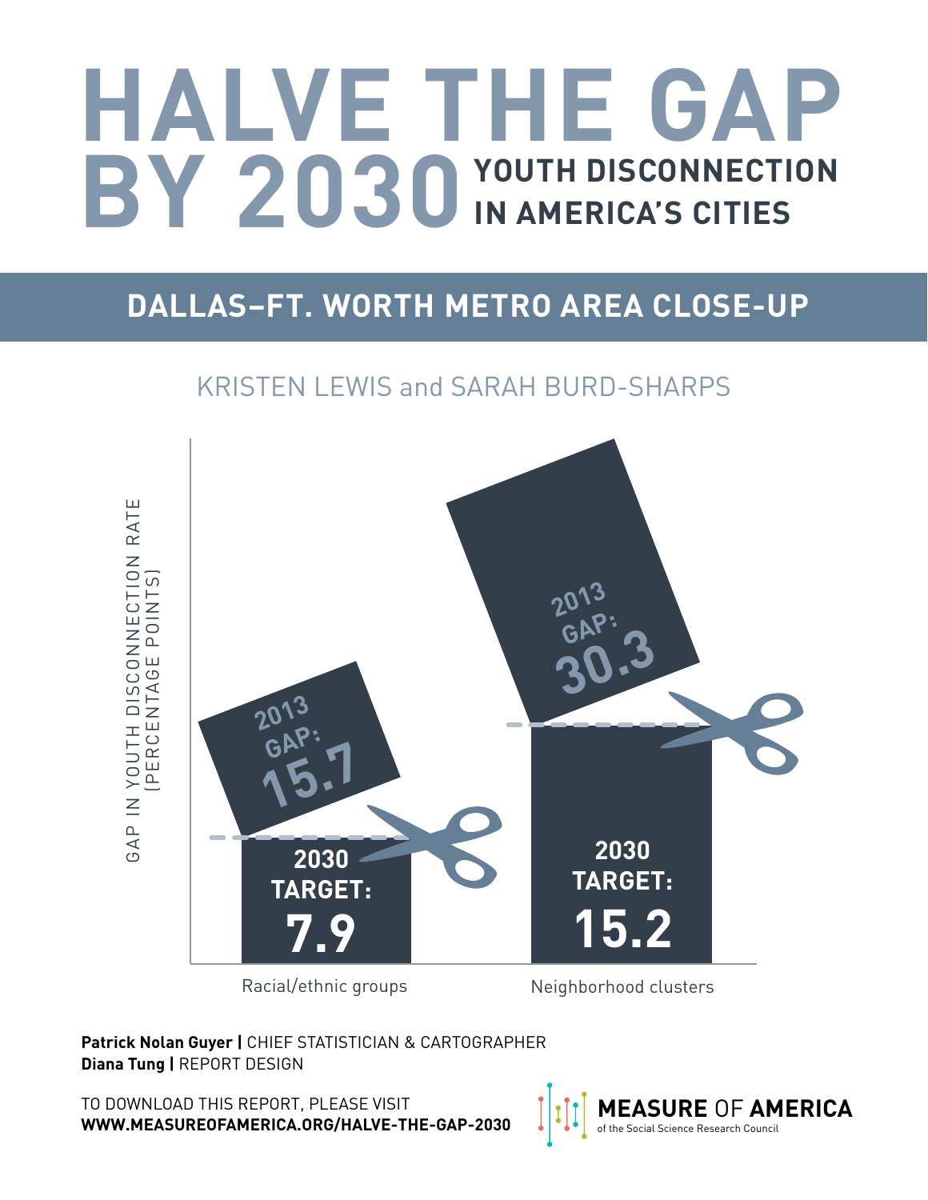# HALVE THE GAP BY 2030

## YOUTH DISCONNECTION IN AMERICA'S CITIES

## DALLAS–FT. WORTH METRO AREA CLOSE-UP

KRISTEN LEWIS and SARAH BURD-SHARPS

GAP IN YOUTH DISCONNECTION RATE (PERCENTAGE POINTS)

| | 2013 GAP | 2030 TARGET |
|---|---|---|
| Racial/ethnic groups | 15.7 | 7.9 |
| Neighborhood clusters | 30.3 | 15.2 |

**Patrick Nolan Guyer |** CHIEF STATISTICIAN & CARTOGRAPHER
**Diana Tung |** REPORT DESIGN

TO DOWNLOAD THIS REPORT, PLEASE VISIT
**WWW.MEASUREOFAMERICA.ORG/HALVE-THE-GAP-2030**

**MEASURE** OF **AMERICA**
of the Social Science Research Council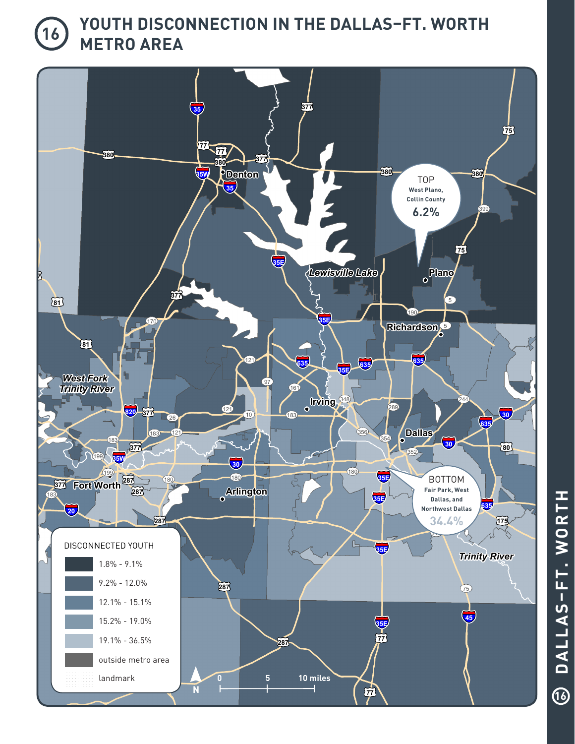# 16 YOUTH DISCONNECTION IN THE DALLAS–FT. WORTH METRO AREA

TOP
West Plano, Collin County
6.2%

BOTTOM
Fair Park, West Dallas, and Northwest Dallas
34.4%

DISCONNECTED YOUTH

- 1.8% - 9.1%
- 9.2% - 12.0%
- 12.1% - 15.1%
- 15.2% - 19.0%
- 19.1% - 36.5%
- outside metro area
- landmark

0 5 10 miles

Denton, Lewisville Lake, Plano, Richardson, Irving, Dallas, Fort Worth, Arlington, West Fork Trinity River, Trinity River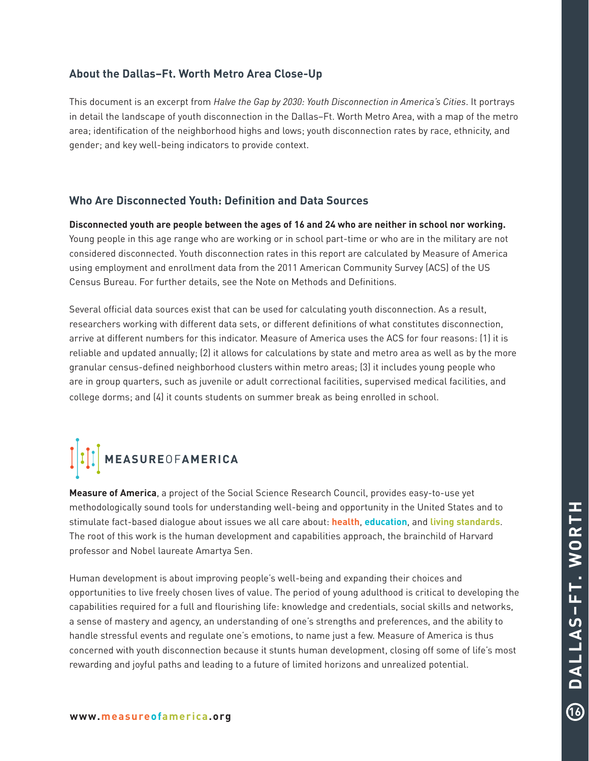## About the Dallas–Ft. Worth Metro Area Close-Up

This document is an excerpt from *Halve the Gap by 2030: Youth Disconnection in America's Cities*. It portrays in detail the landscape of youth disconnection in the Dallas–Ft. Worth Metro Area, with a map of the metro area; identification of the neighborhood highs and lows; youth disconnection rates by race, ethnicity, and gender; and key well-being indicators to provide context.

## Who Are Disconnected Youth: Definition and Data Sources

**Disconnected youth are people between the ages of 16 and 24 who are neither in school nor working.** Young people in this age range who are working or in school part-time or who are in the military are not considered disconnected. Youth disconnection rates in this report are calculated by Measure of America using employment and enrollment data from the 2011 American Community Survey (ACS) of the US Census Bureau. For further details, see the Note on Methods and Definitions.

Several official data sources exist that can be used for calculating youth disconnection. As a result, researchers working with different data sets, or different definitions of what constitutes disconnection, arrive at different numbers for this indicator. Measure of America uses the ACS for four reasons: (1) it is reliable and updated annually; (2) it allows for calculations by state and metro area as well as by the more granular census-defined neighborhood clusters within metro areas; (3) it includes young people who are in group quarters, such as juvenile or adult correctional facilities, supervised medical facilities, and college dorms; and (4) it counts students on summer break as being enrolled in school.

**MEASURE**OF**AMERICA**

**Measure of America**, a project of the Social Science Research Council, provides easy-to-use yet methodologically sound tools for understanding well-being and opportunity in the United States and to stimulate fact-based dialogue about issues we all care about: **health**, **education**, and **living standards**. The root of this work is the human development and capabilities approach, the brainchild of Harvard professor and Nobel laureate Amartya Sen.

Human development is about improving people's well-being and expanding their choices and opportunities to live freely chosen lives of value. The period of young adulthood is critical to developing the capabilities required for a full and flourishing life: knowledge and credentials, social skills and networks, a sense of mastery and agency, an understanding of one's strengths and preferences, and the ability to handle stressful events and regulate one's emotions, to name just a few. Measure of America is thus concerned with youth disconnection because it stunts human development, closing off some of life's most rewarding and joyful paths and leading to a future of limited horizons and unrealized potential.

**www.measureofamerica.org**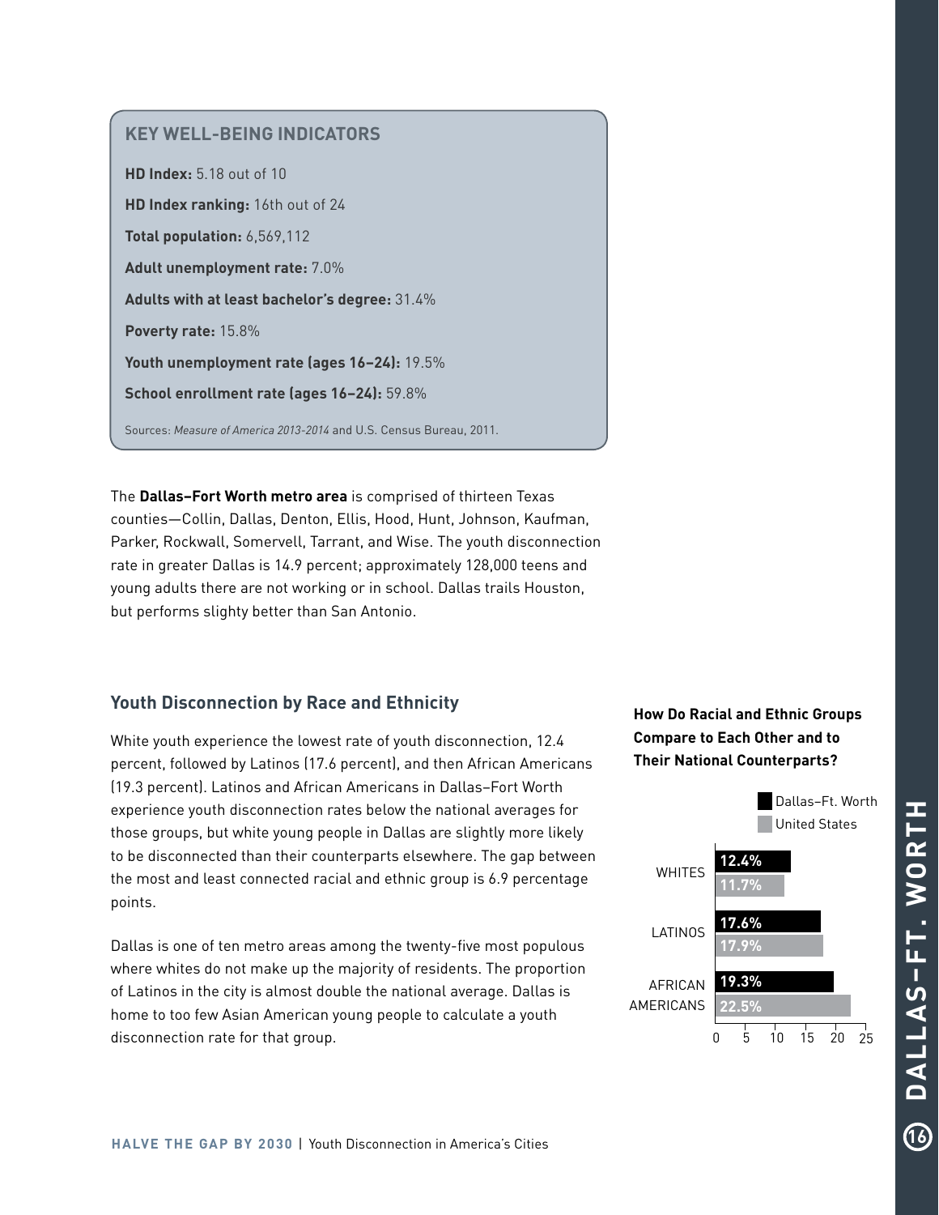## KEY WELL-BEING INDICATORS

**HD Index:** 5.18 out of 10

**HD Index ranking:** 16th out of 24

**Total population:** 6,569,112

**Adult unemployment rate:** 7.0%

**Adults with at least bachelor's degree:** 31.4%

**Poverty rate:** 15.8%

**Youth unemployment rate (ages 16–24):** 19.5%

**School enrollment rate (ages 16–24):** 59.8%

Sources: *Measure of America 2013-2014* and U.S. Census Bureau, 2011.

The **Dallas–Fort Worth metro area** is comprised of thirteen Texas counties—Collin, Dallas, Denton, Ellis, Hood, Hunt, Johnson, Kaufman, Parker, Rockwall, Somervell, Tarrant, and Wise. The youth disconnection rate in greater Dallas is 14.9 percent; approximately 128,000 teens and young adults there are not working or in school. Dallas trails Houston, but performs slighty better than San Antonio.

## Youth Disconnection by Race and Ethnicity

White youth experience the lowest rate of youth disconnection, 12.4 percent, followed by Latinos (17.6 percent), and then African Americans (19.3 percent). Latinos and African Americans in Dallas–Fort Worth experience youth disconnection rates below the national averages for those groups, but white young people in Dallas are slightly more likely to be disconnected than their counterparts elsewhere. The gap between the most and least connected racial and ethnic group is 6.9 percentage points.

Dallas is one of ten metro areas among the twenty-five most populous where whites do not make up the majority of residents. The proportion of Latinos in the city is almost double the national average. Dallas is home to too few Asian American young people to calculate a youth disconnection rate for that group.

**How Do Racial and Ethnic Groups Compare to Each Other and to Their National Counterparts?**

| | Dallas–Ft. Worth | United States |
|---|---|---|
| WHITES | 12.4% | 11.7% |
| LATINOS | 17.6% | 17.9% |
| AFRICAN AMERICANS | 19.3% | 22.5% |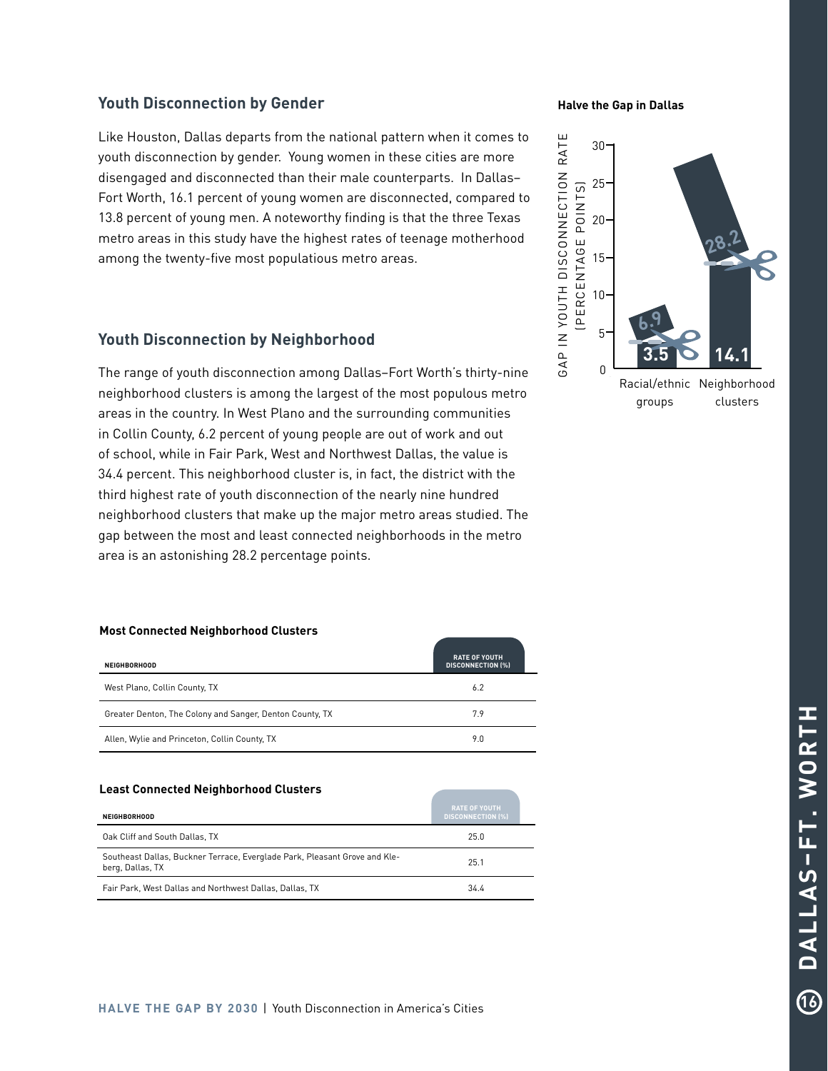## Youth Disconnection by Gender

Like Houston, Dallas departs from the national pattern when it comes to youth disconnection by gender. Young women in these cities are more disengaged and disconnected than their male counterparts. In Dallas–Fort Worth, 16.1 percent of young women are disconnected, compared to 13.8 percent of young men. A noteworthy finding is that the three Texas metro areas in this study have the highest rates of teenage motherhood among the twenty-five most populatious metro areas.

## Youth Disconnection by Neighborhood

The range of youth disconnection among Dallas–Fort Worth's thirty-nine neighborhood clusters is among the largest of the most populous metro areas in the country. In West Plano and the surrounding communities in Collin County, 6.2 percent of young people are out of work and out of school, while in Fair Park, West and Northwest Dallas, the value is 34.4 percent. This neighborhood cluster is, in fact, the district with the third highest rate of youth disconnection of the nearly nine hundred neighborhood clusters that make up the major metro areas studied. The gap between the most and least connected neighborhoods in the metro area is an astonishing 28.2 percentage points.

**Halve the Gap in Dallas**

GAP IN YOUTH DISCONNECTION RATE (PERCENTAGE POINTS)

30
25
20
15
10
5
0

6.9
3.5
28.2
14.1

Racial/ethnic groups
Neighborhood clusters

**Most Connected Neighborhood Clusters**

| NEIGHBORHOOD | RATE OF YOUTH DISCONNECTION (%) |
|---|---|
| West Plano, Collin County, TX | 6.2 |
| Greater Denton, The Colony and Sanger, Denton County, TX | 7.9 |
| Allen, Wylie and Princeton, Collin County, TX | 9.0 |

**Least Connected Neighborhood Clusters**

| NEIGHBORHOOD | RATE OF YOUTH DISCONNECTION (%) |
|---|---|
| Oak Cliff and South Dallas, TX | 25.0 |
| Southeast Dallas, Buckner Terrace, Everglade Park, Pleasant Grove and Kleberg, Dallas, TX | 25.1 |
| Fair Park, West Dallas and Northwest Dallas, Dallas, TX | 34.4 |